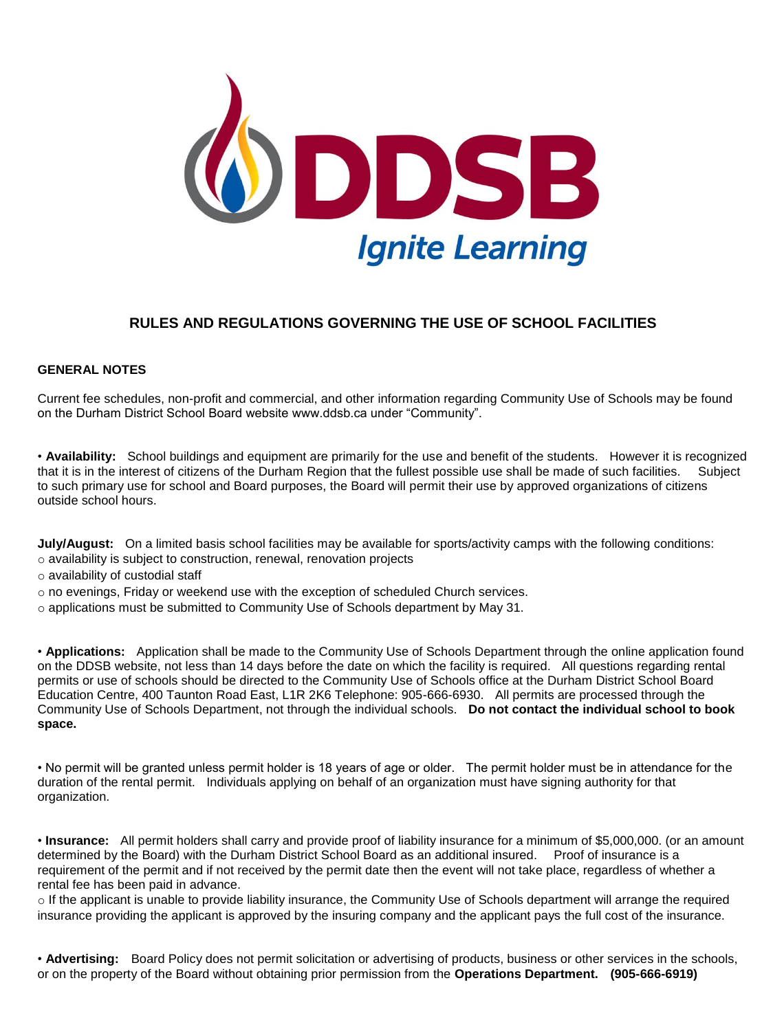DDSB

*Ignite Learning*

# RULES AND REGULATIONS GOVERNING THE USE OF SCHOOL FACILITIES

## GENERAL NOTES

Current fee schedules, non-profit and commercial, and other information regarding Community Use of Schools may be found on the Durham District School Board website www.ddsb.ca under "Community".

• **Availability:** School buildings and equipment are primarily for the use and benefit of the students. However it is recognized that it is in the interest of citizens of the Durham Region that the fullest possible use shall be made of such facilities. Subject to such primary use for school and Board purposes, the Board will permit their use by approved organizations of citizens outside school hours.

**July/August:** On a limited basis school facilities may be available for sports/activity camps with the following conditions:

- availability is subject to construction, renewal, renovation projects
- availability of custodial staff
- no evenings, Friday or weekend use with the exception of scheduled Church services.
- applications must be submitted to Community Use of Schools department by May 31.

• **Applications:** Application shall be made to the Community Use of Schools Department through the online application found on the DDSB website, not less than 14 days before the date on which the facility is required. All questions regarding rental permits or use of schools should be directed to the Community Use of Schools office at the Durham District School Board Education Centre, 400 Taunton Road East, L1R 2K6 Telephone: 905-666-6930. All permits are processed through the Community Use of Schools Department, not through the individual schools. **Do not contact the individual school to book space.**

• No permit will be granted unless permit holder is 18 years of age or older. The permit holder must be in attendance for the duration of the rental permit. Individuals applying on behalf of an organization must have signing authority for that organization.

• **Insurance:** All permit holders shall carry and provide proof of liability insurance for a minimum of $5,000,000. (or an amount determined by the Board) with the Durham District School Board as an additional insured. Proof of insurance is a requirement of the permit and if not received by the permit date then the event will not take place, regardless of whether a rental fee has been paid in advance.

- If the applicant is unable to provide liability insurance, the Community Use of Schools department will arrange the required insurance providing the applicant is approved by the insuring company and the applicant pays the full cost of the insurance.

• **Advertising:** Board Policy does not permit solicitation or advertising of products, business or other services in the schools, or on the property of the Board without obtaining prior permission from the **Operations Department. (905-666-6919)**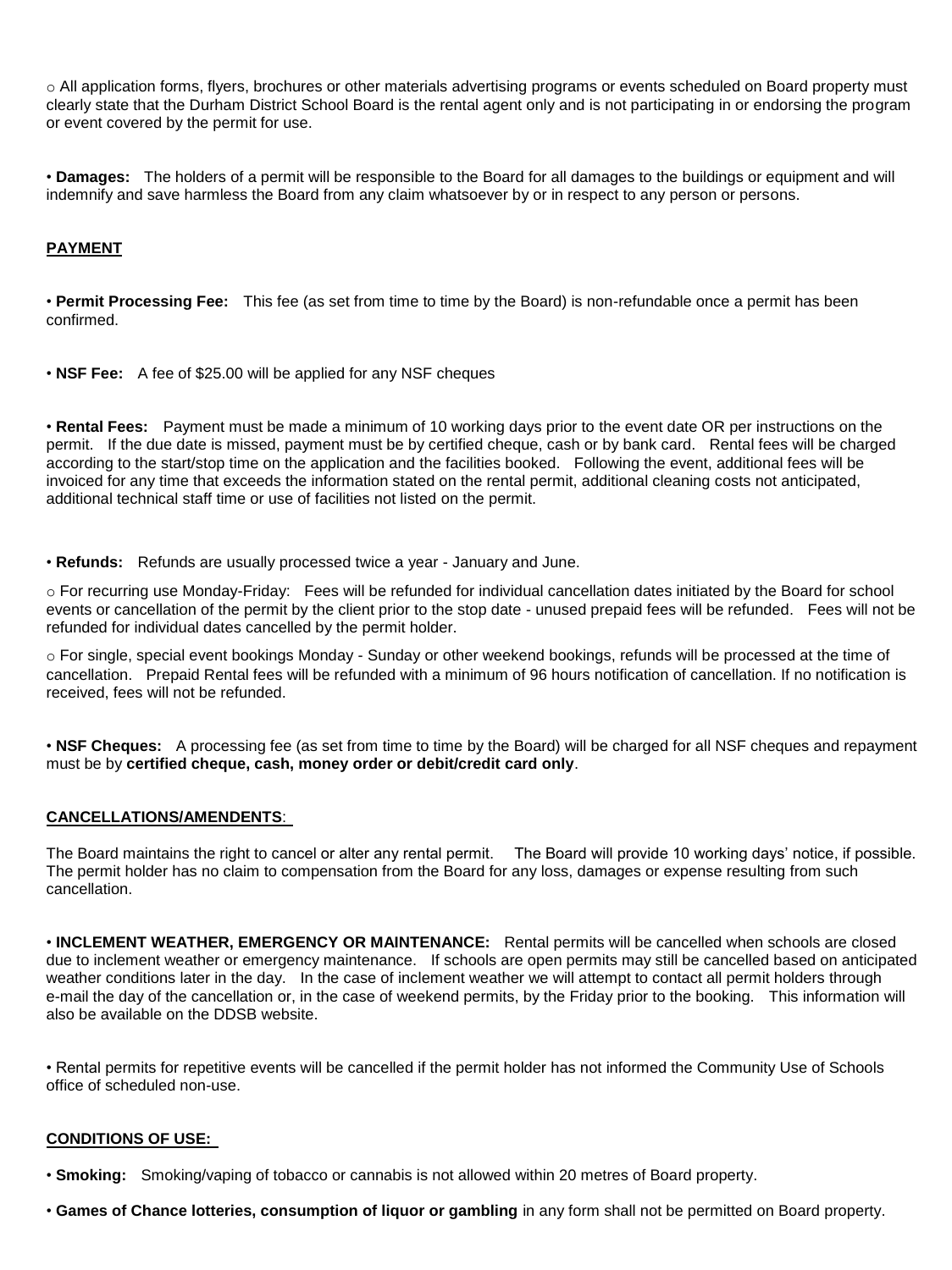- All application forms, flyers, brochures or other materials advertising programs or events scheduled on Board property must clearly state that the Durham District School Board is the rental agent only and is not participating in or endorsing the program or event covered by the permit for use.

- **Damages:** The holders of a permit will be responsible to the Board for all damages to the buildings or equipment and will indemnify and save harmless the Board from any claim whatsoever by or in respect to any person or persons.

## PAYMENT

- **Permit Processing Fee:** This fee (as set from time to time by the Board) is non-refundable once a permit has been confirmed.

- **NSF Fee:** A fee of $25.00 will be applied for any NSF cheques

- **Rental Fees:** Payment must be made a minimum of 10 working days prior to the event date OR per instructions on the permit. If the due date is missed, payment must be by certified cheque, cash or by bank card. Rental fees will be charged according to the start/stop time on the application and the facilities booked. Following the event, additional fees will be invoiced for any time that exceeds the information stated on the rental permit, additional cleaning costs not anticipated, additional technical staff time or use of facilities not listed on the permit.

- **Refunds:** Refunds are usually processed twice a year - January and June.
  - For recurring use Monday-Friday: Fees will be refunded for individual cancellation dates initiated by the Board for school events or cancellation of the permit by the client prior to the stop date - unused prepaid fees will be refunded. Fees will not be refunded for individual dates cancelled by the permit holder.
  - For single, special event bookings Monday - Sunday or other weekend bookings, refunds will be processed at the time of cancellation. Prepaid Rental fees will be refunded with a minimum of 96 hours notification of cancellation. If no notification is received, fees will not be refunded.

- **NSF Cheques:** A processing fee (as set from time to time by the Board) will be charged for all NSF cheques and repayment must be by **certified cheque, cash, money order or debit/credit card only**.

## CANCELLATIONS/AMENDENTS:

The Board maintains the right to cancel or alter any rental permit. The Board will provide 10 working days' notice, if possible. The permit holder has no claim to compensation from the Board for any loss, damages or expense resulting from such cancellation.

- **INCLEMENT WEATHER, EMERGENCY OR MAINTENANCE:** Rental permits will be cancelled when schools are closed due to inclement weather or emergency maintenance. If schools are open permits may still be cancelled based on anticipated weather conditions later in the day. In the case of inclement weather we will attempt to contact all permit holders through e-mail the day of the cancellation or, in the case of weekend permits, by the Friday prior to the booking. This information will also be available on the DDSB website.

- Rental permits for repetitive events will be cancelled if the permit holder has not informed the Community Use of Schools office of scheduled non-use.

## CONDITIONS OF USE:

- **Smoking:** Smoking/vaping of tobacco or cannabis is not allowed within 20 metres of Board property.

- **Games of Chance lotteries, consumption of liquor or gambling** in any form shall not be permitted on Board property.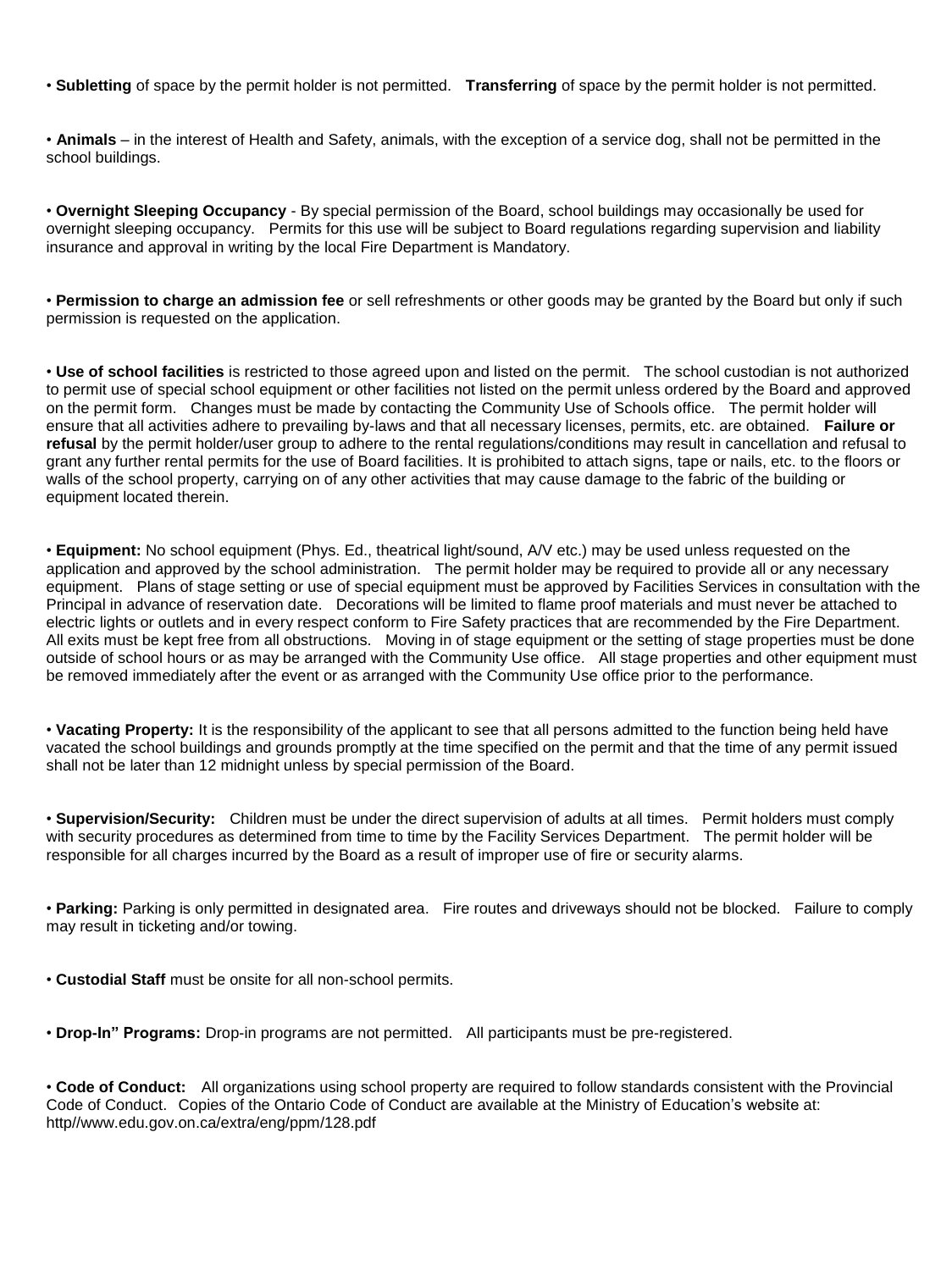• **Subletting** of space by the permit holder is not permitted.   **Transferring** of space by the permit holder is not permitted.

• **Animals** – in the interest of Health and Safety, animals, with the exception of a service dog, shall not be permitted in the school buildings.

• **Overnight Sleeping Occupancy** - By special permission of the Board, school buildings may occasionally be used for overnight sleeping occupancy.   Permits for this use will be subject to Board regulations regarding supervision and liability insurance and approval in writing by the local Fire Department is Mandatory.

• **Permission to charge an admission fee** or sell refreshments or other goods may be granted by the Board but only if such permission is requested on the application.

• **Use of school facilities** is restricted to those agreed upon and listed on the permit.   The school custodian is not authorized to permit use of special school equipment or other facilities not listed on the permit unless ordered by the Board and approved on the permit form.   Changes must be made by contacting the Community Use of Schools office.   The permit holder will ensure that all activities adhere to prevailing by-laws and that all necessary licenses, permits, etc. are obtained.   **Failure or refusal** by the permit holder/user group to adhere to the rental regulations/conditions may result in cancellation and refusal to grant any further rental permits for the use of Board facilities. It is prohibited to attach signs, tape or nails, etc. to the floors or walls of the school property, carrying on of any other activities that may cause damage to the fabric of the building or equipment located therein.

• **Equipment:** No school equipment (Phys. Ed., theatrical light/sound, A/V etc.) may be used unless requested on the application and approved by the school administration.   The permit holder may be required to provide all or any necessary equipment.   Plans of stage setting or use of special equipment must be approved by Facilities Services in consultation with the Principal in advance of reservation date.   Decorations will be limited to flame proof materials and must never be attached to electric lights or outlets and in every respect conform to Fire Safety practices that are recommended by the Fire Department. All exits must be kept free from all obstructions.   Moving in of stage equipment or the setting of stage properties must be done outside of school hours or as may be arranged with the Community Use office.   All stage properties and other equipment must be removed immediately after the event or as arranged with the Community Use office prior to the performance.

• **Vacating Property:** It is the responsibility of the applicant to see that all persons admitted to the function being held have vacated the school buildings and grounds promptly at the time specified on the permit and that the time of any permit issued shall not be later than 12 midnight unless by special permission of the Board.

• **Supervision/Security:**   Children must be under the direct supervision of adults at all times.   Permit holders must comply with security procedures as determined from time to time by the Facility Services Department.   The permit holder will be responsible for all charges incurred by the Board as a result of improper use of fire or security alarms.

• **Parking:** Parking is only permitted in designated area.   Fire routes and driveways should not be blocked.   Failure to comply may result in ticketing and/or towing.

• **Custodial Staff** must be onsite for all non-school permits.

• **Drop-In" Programs:** Drop-in programs are not permitted.   All participants must be pre-registered.

• **Code of Conduct:**   All organizations using school property are required to follow standards consistent with the Provincial Code of Conduct.   Copies of the Ontario Code of Conduct are available at the Ministry of Education's website at: http//www.edu.gov.on.ca/extra/eng/ppm/128.pdf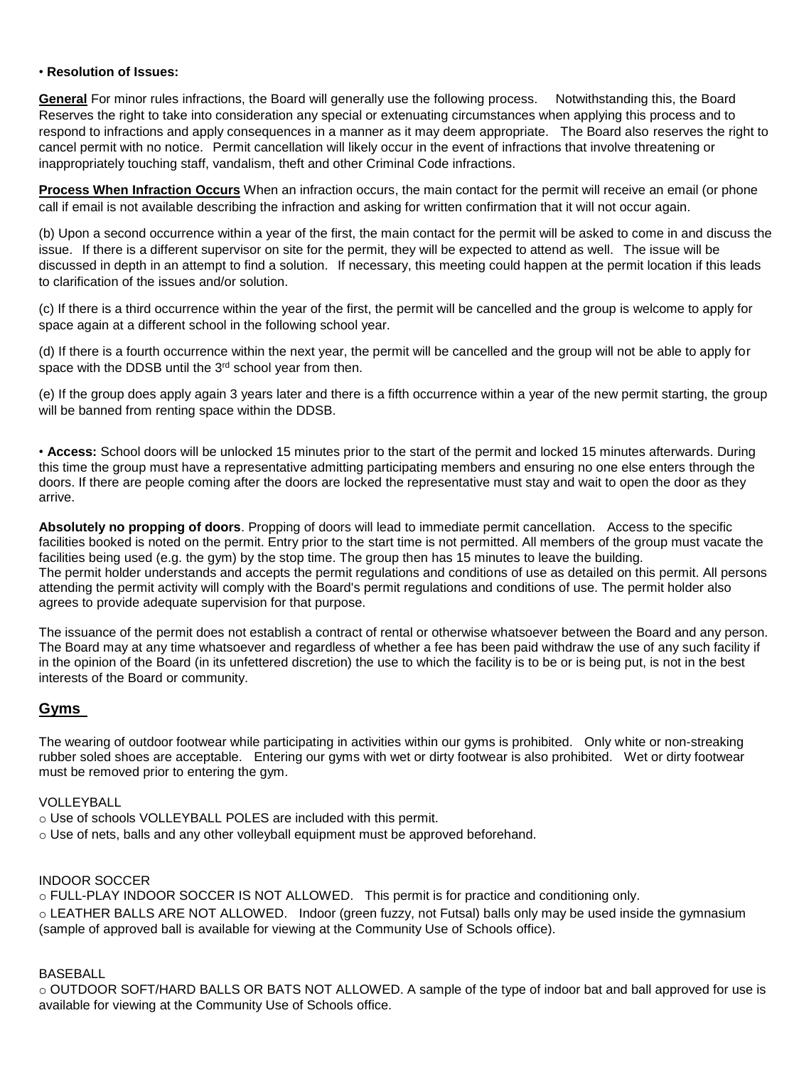• **Resolution of Issues:**

**General** For minor rules infractions, the Board will generally use the following process. Notwithstanding this, the Board Reserves the right to take into consideration any special or extenuating circumstances when applying this process and to respond to infractions and apply consequences in a manner as it may deem appropriate. The Board also reserves the right to cancel permit with no notice. Permit cancellation will likely occur in the event of infractions that involve threatening or inappropriately touching staff, vandalism, theft and other Criminal Code infractions.

**Process When Infraction Occurs** When an infraction occurs, the main contact for the permit will receive an email (or phone call if email is not available describing the infraction and asking for written confirmation that it will not occur again.

(b) Upon a second occurrence within a year of the first, the main contact for the permit will be asked to come in and discuss the issue. If there is a different supervisor on site for the permit, they will be expected to attend as well. The issue will be discussed in depth in an attempt to find a solution. If necessary, this meeting could happen at the permit location if this leads to clarification of the issues and/or solution.

(c) If there is a third occurrence within the year of the first, the permit will be cancelled and the group is welcome to apply for space again at a different school in the following school year.

(d) If there is a fourth occurrence within the next year, the permit will be cancelled and the group will not be able to apply for space with the DDSB until the 3rd school year from then.

(e) If the group does apply again 3 years later and there is a fifth occurrence within a year of the new permit starting, the group will be banned from renting space within the DDSB.

• **Access:** School doors will be unlocked 15 minutes prior to the start of the permit and locked 15 minutes afterwards. During this time the group must have a representative admitting participating members and ensuring no one else enters through the doors. If there are people coming after the doors are locked the representative must stay and wait to open the door as they arrive.

**Absolutely no propping of doors**. Propping of doors will lead to immediate permit cancellation. Access to the specific facilities booked is noted on the permit. Entry prior to the start time is not permitted. All members of the group must vacate the facilities being used (e.g. the gym) by the stop time. The group then has 15 minutes to leave the building.
The permit holder understands and accepts the permit regulations and conditions of use as detailed on this permit. All persons attending the permit activity will comply with the Board's permit regulations and conditions of use. The permit holder also agrees to provide adequate supervision for that purpose.

The issuance of the permit does not establish a contract of rental or otherwise whatsoever between the Board and any person. The Board may at any time whatsoever and regardless of whether a fee has been paid withdraw the use of any such facility if in the opinion of the Board (in its unfettered discretion) the use to which the facility is to be or is being put, is not in the best interests of the Board or community.

## Gyms

The wearing of outdoor footwear while participating in activities within our gyms is prohibited. Only white or non-streaking rubber soled shoes are acceptable. Entering our gyms with wet or dirty footwear is also prohibited. Wet or dirty footwear must be removed prior to entering the gym.

VOLLEYBALL

- Use of schools VOLLEYBALL POLES are included with this permit.
- Use of nets, balls and any other volleyball equipment must be approved beforehand.

INDOOR SOCCER

- FULL-PLAY INDOOR SOCCER IS NOT ALLOWED. This permit is for practice and conditioning only.
- LEATHER BALLS ARE NOT ALLOWED. Indoor (green fuzzy, not Futsal) balls only may be used inside the gymnasium (sample of approved ball is available for viewing at the Community Use of Schools office).

BASEBALL

- OUTDOOR SOFT/HARD BALLS OR BATS NOT ALLOWED. A sample of the type of indoor bat and ball approved for use is available for viewing at the Community Use of Schools office.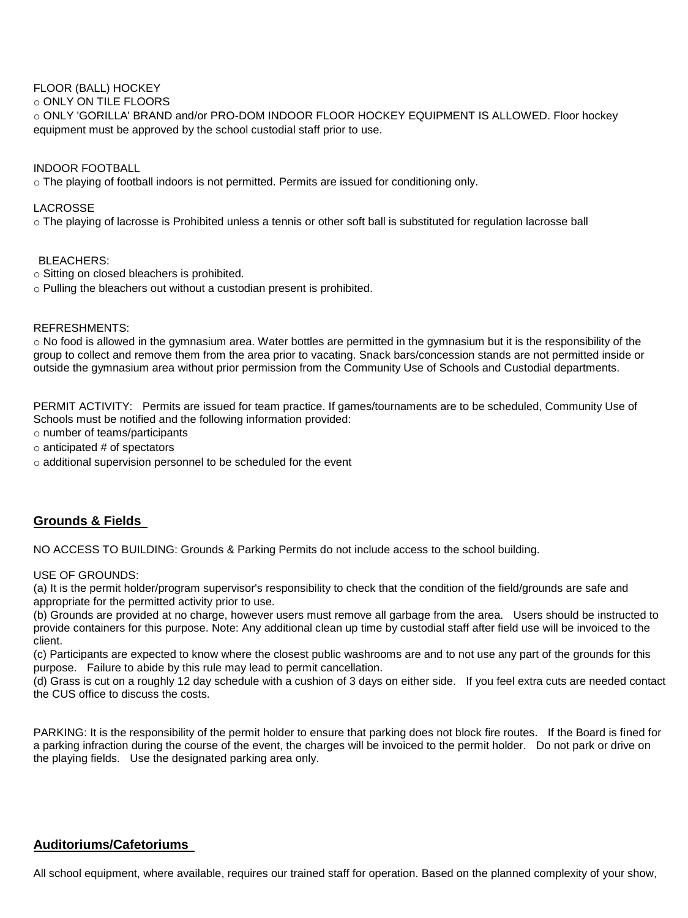FLOOR (BALL) HOCKEY

- ONLY ON TILE FLOORS
- ONLY 'GORILLA' BRAND and/or PRO-DOM INDOOR FLOOR HOCKEY EQUIPMENT IS ALLOWED. Floor hockey equipment must be approved by the school custodial staff prior to use.

INDOOR FOOTBALL

- The playing of football indoors is not permitted. Permits are issued for conditioning only.

LACROSSE

- The playing of lacrosse is Prohibited unless a tennis or other soft ball is substituted for regulation lacrosse ball

BLEACHERS:

- Sitting on closed bleachers is prohibited.
- Pulling the bleachers out without a custodian present is prohibited.

REFRESHMENTS:

- No food is allowed in the gymnasium area. Water bottles are permitted in the gymnasium but it is the responsibility of the group to collect and remove them from the area prior to vacating. Snack bars/concession stands are not permitted inside or outside the gymnasium area without prior permission from the Community Use of Schools and Custodial departments.

PERMIT ACTIVITY: Permits are issued for team practice. If games/tournaments are to be scheduled, Community Use of Schools must be notified and the following information provided:

- number of teams/participants
- anticipated # of spectators
- additional supervision personnel to be scheduled for the event

## Grounds & Fields

NO ACCESS TO BUILDING: Grounds & Parking Permits do not include access to the school building.

USE OF GROUNDS:
(a) It is the permit holder/program supervisor's responsibility to check that the condition of the field/grounds are safe and appropriate for the permitted activity prior to use.
(b) Grounds are provided at no charge, however users must remove all garbage from the area. Users should be instructed to provide containers for this purpose. Note: Any additional clean up time by custodial staff after field use will be invoiced to the client.
(c) Participants are expected to know where the closest public washrooms are and to not use any part of the grounds for this purpose. Failure to abide by this rule may lead to permit cancellation.
(d) Grass is cut on a roughly 12 day schedule with a cushion of 3 days on either side. If you feel extra cuts are needed contact the CUS office to discuss the costs.

PARKING: It is the responsibility of the permit holder to ensure that parking does not block fire routes. If the Board is fined for a parking infraction during the course of the event, the charges will be invoiced to the permit holder. Do not park or drive on the playing fields. Use the designated parking area only.

## Auditoriums/Cafetoriums

All school equipment, where available, requires our trained staff for operation. Based on the planned complexity of your show,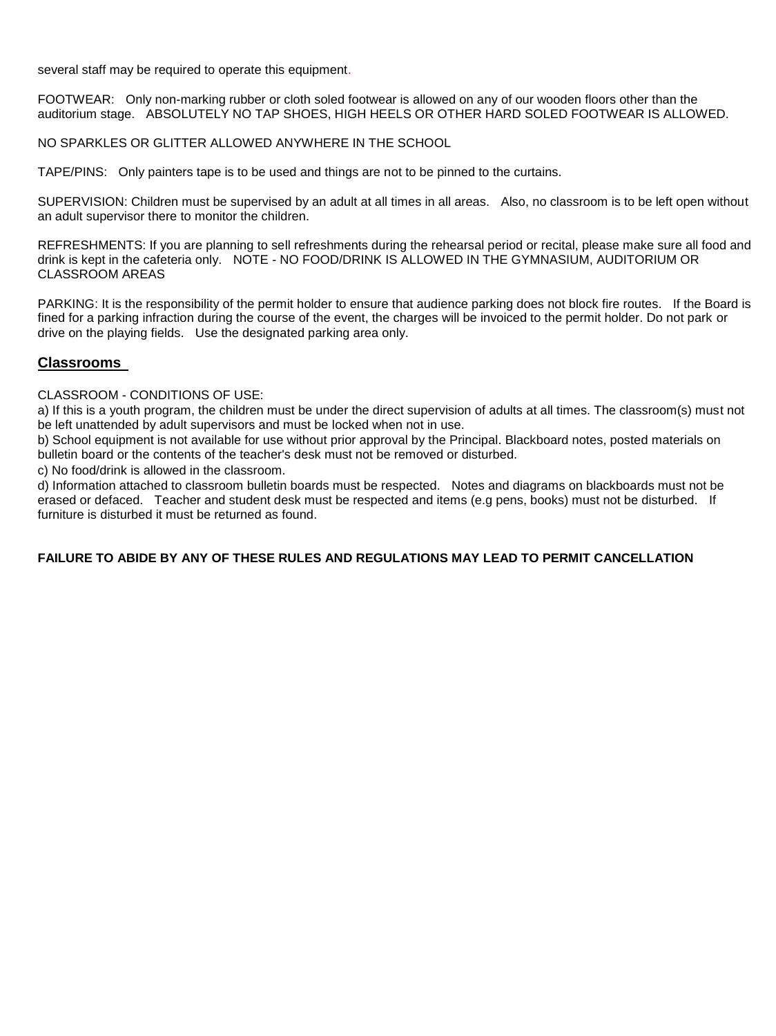several staff may be required to operate this equipment.

FOOTWEAR: Only non-marking rubber or cloth soled footwear is allowed on any of our wooden floors other than the auditorium stage. ABSOLUTELY NO TAP SHOES, HIGH HEELS OR OTHER HARD SOLED FOOTWEAR IS ALLOWED.

NO SPARKLES OR GLITTER ALLOWED ANYWHERE IN THE SCHOOL

TAPE/PINS: Only painters tape is to be used and things are not to be pinned to the curtains.

SUPERVISION: Children must be supervised by an adult at all times in all areas. Also, no classroom is to be left open without an adult supervisor there to monitor the children.

REFRESHMENTS: If you are planning to sell refreshments during the rehearsal period or recital, please make sure all food and drink is kept in the cafeteria only. NOTE - NO FOOD/DRINK IS ALLOWED IN THE GYMNASIUM, AUDITORIUM OR CLASSROOM AREAS

PARKING: It is the responsibility of the permit holder to ensure that audience parking does not block fire routes. If the Board is fined for a parking infraction during the course of the event, the charges will be invoiced to the permit holder. Do not park or drive on the playing fields. Use the designated parking area only.

## Classrooms

CLASSROOM - CONDITIONS OF USE:

a) If this is a youth program, the children must be under the direct supervision of adults at all times. The classroom(s) must not be left unattended by adult supervisors and must be locked when not in use.

b) School equipment is not available for use without prior approval by the Principal. Blackboard notes, posted materials on bulletin board or the contents of the teacher's desk must not be removed or disturbed.

c) No food/drink is allowed in the classroom.

d) Information attached to classroom bulletin boards must be respected. Notes and diagrams on blackboards must not be erased or defaced. Teacher and student desk must be respected and items (e.g pens, books) must not be disturbed. If furniture is disturbed it must be returned as found.

**FAILURE TO ABIDE BY ANY OF THESE RULES AND REGULATIONS MAY LEAD TO PERMIT CANCELLATION**